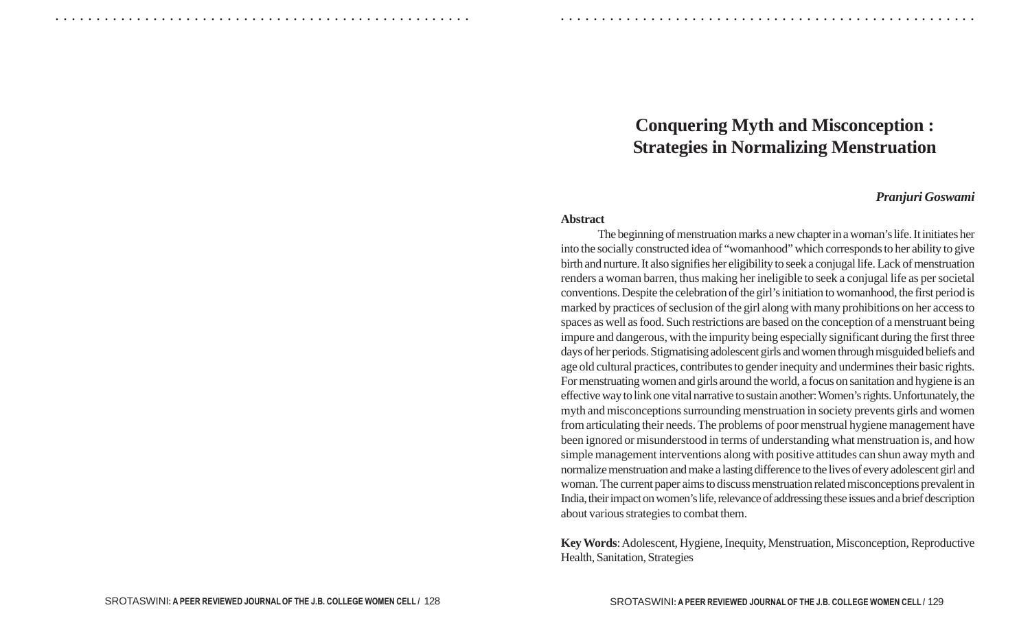# Conquering Myth and Misconception : Strategies in Normalizing Menstruation

***Pranjuri Goswami***

**Abstract**

The beginning of menstruation marks a new chapter in a woman's life. It initiates her into the socially constructed idea of "womanhood" which corresponds to her ability to give birth and nurture. It also signifies her eligibility to seek a conjugal life. Lack of menstruation renders a woman barren, thus making her ineligible to seek a conjugal life as per societal conventions. Despite the celebration of the girl's initiation to womanhood, the first period is marked by practices of seclusion of the girl along with many prohibitions on her access to spaces as well as food. Such restrictions are based on the conception of a menstruant being impure and dangerous, with the impurity being especially significant during the first three days of her periods. Stigmatising adolescent girls and women through misguided beliefs and age old cultural practices, contributes to gender inequity and undermines their basic rights. For menstruating women and girls around the world, a focus on sanitation and hygiene is an effective way to link one vital narrative to sustain another: Women's rights. Unfortunately, the myth and misconceptions surrounding menstruation in society prevents girls and women from articulating their needs. The problems of poor menstrual hygiene management have been ignored or misunderstood in terms of understanding what menstruation is, and how simple management interventions along with positive attitudes can shun away myth and normalize menstruation and make a lasting difference to the lives of every adolescent girl and woman. The current paper aims to discuss menstruation related misconceptions prevalent in India, their impact on women's life, relevance of addressing these issues and a brief description about various strategies to combat them.

**Key Words**: Adolescent, Hygiene, Inequity, Menstruation, Misconception, Reproductive Health, Sanitation, Strategies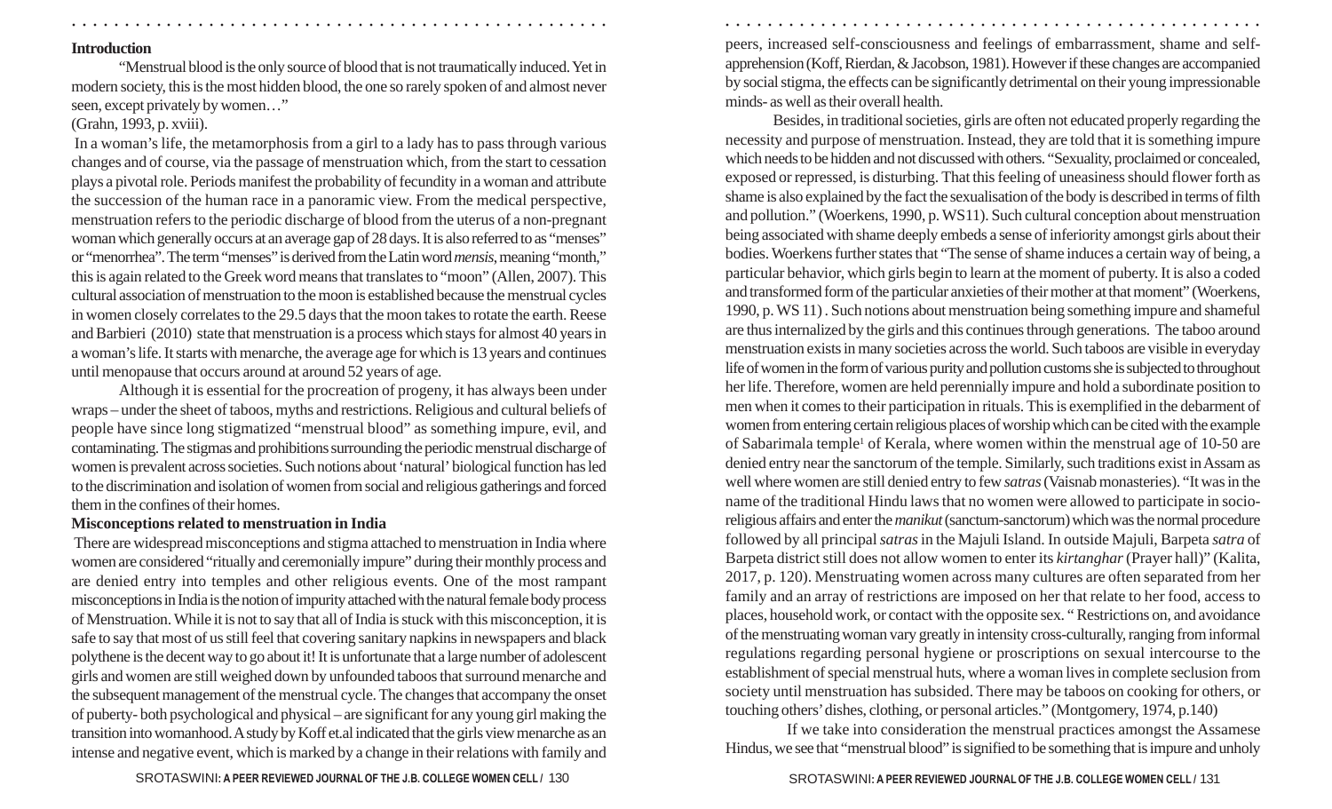## Introduction

"Menstrual blood is the only source of blood that is not traumatically induced. Yet in modern society, this is the most hidden blood, the one so rarely spoken of and almost never seen, except privately by women…"

(Grahn, 1993, p. xviii).

In a woman's life, the metamorphosis from a girl to a lady has to pass through various changes and of course, via the passage of menstruation which, from the start to cessation plays a pivotal role. Periods manifest the probability of fecundity in a woman and attribute the succession of the human race in a panoramic view. From the medical perspective, menstruation refers to the periodic discharge of blood from the uterus of a non-pregnant woman which generally occurs at an average gap of 28 days. It is also referred to as "menses" or "menorrhea". The term "menses" is derived from the Latin word *mensis*, meaning "month," this is again related to the Greek word means that translates to "moon" (Allen, 2007). This cultural association of menstruation to the moon is established because the menstrual cycles in women closely correlates to the 29.5 days that the moon takes to rotate the earth. Reese and Barbieri (2010) state that menstruation is a process which stays for almost 40 years in a woman's life. It starts with menarche, the average age for which is 13 years and continues until menopause that occurs around at around 52 years of age.

Although it is essential for the procreation of progeny, it has always been under wraps – under the sheet of taboos, myths and restrictions. Religious and cultural beliefs of people have since long stigmatized "menstrual blood" as something impure, evil, and contaminating. The stigmas and prohibitions surrounding the periodic menstrual discharge of women is prevalent across societies. Such notions about 'natural' biological function has led to the discrimination and isolation of women from social and religious gatherings and forced them in the confines of their homes.

## Misconceptions related to menstruation in India

There are widespread misconceptions and stigma attached to menstruation in India where women are considered "ritually and ceremonially impure" during their monthly process and are denied entry into temples and other religious events. One of the most rampant misconceptions in India is the notion of impurity attached with the natural female body process of Menstruation. While it is not to say that all of India is stuck with this misconception, it is safe to say that most of us still feel that covering sanitary napkins in newspapers and black polythene is the decent way to go about it! It is unfortunate that a large number of adolescent girls and women are still weighed down by unfounded taboos that surround menarche and the subsequent management of the menstrual cycle. The changes that accompany the onset of puberty- both psychological and physical – are significant for any young girl making the transition into womanhood. A study by Koff et.al indicated that the girls view menarche as an intense and negative event, which is marked by a change in their relations with family and peers, increased self-consciousness and feelings of embarrassment, shame and self-apprehension (Koff, Rierdan, & Jacobson, 1981). However if these changes are accompanied by social stigma, the effects can be significantly detrimental on their young impressionable minds- as well as their overall health.

Besides, in traditional societies, girls are often not educated properly regarding the necessity and purpose of menstruation. Instead, they are told that it is something impure which needs to be hidden and not discussed with others. "Sexuality, proclaimed or concealed, exposed or repressed, is disturbing. That this feeling of uneasiness should flower forth as shame is also explained by the fact the sexualisation of the body is described in terms of filth and pollution." (Woerkens, 1990, p. WS11). Such cultural conception about menstruation being associated with shame deeply embeds a sense of inferiority amongst girls about their bodies. Woerkens further states that "The sense of shame induces a certain way of being, a particular behavior, which girls begin to learn at the moment of puberty. It is also a coded and transformed form of the particular anxieties of their mother at that moment" (Woerkens, 1990, p. WS 11) . Such notions about menstruation being something impure and shameful are thus internalized by the girls and this continues through generations. The taboo around menstruation exists in many societies across the world. Such taboos are visible in everyday life of women in the form of various purity and pollution customs she is subjected to throughout her life. Therefore, women are held perennially impure and hold a subordinate position to men when it comes to their participation in rituals. This is exemplified in the debarment of women from entering certain religious places of worship which can be cited with the example of Sabarimala temple[1] of Kerala, where women within the menstrual age of 10-50 are denied entry near the sanctorum of the temple. Similarly, such traditions exist in Assam as well where women are still denied entry to few *satras* (Vaisnab monasteries). "It was in the name of the traditional Hindu laws that no women were allowed to participate in socio-religious affairs and enter the *manikut* (sanctum-sanctorum) which was the normal procedure followed by all principal *satras* in the Majuli Island. In outside Majuli, Barpeta *satra* of Barpeta district still does not allow women to enter its *kirtanghar* (Prayer hall)" (Kalita, 2017, p. 120). Menstruating women across many cultures are often separated from her family and an array of restrictions are imposed on her that relate to her food, access to places, household work, or contact with the opposite sex. " Restrictions on, and avoidance of the menstruating woman vary greatly in intensity cross-culturally, ranging from informal regulations regarding personal hygiene or proscriptions on sexual intercourse to the establishment of special menstrual huts, where a woman lives in complete seclusion from society until menstruation has subsided. There may be taboos on cooking for others, or touching others' dishes, clothing, or personal articles." (Montgomery, 1974, p.140)

If we take into consideration the menstrual practices amongst the Assamese Hindus, we see that "menstrual blood" is signified to be something that is impure and unholy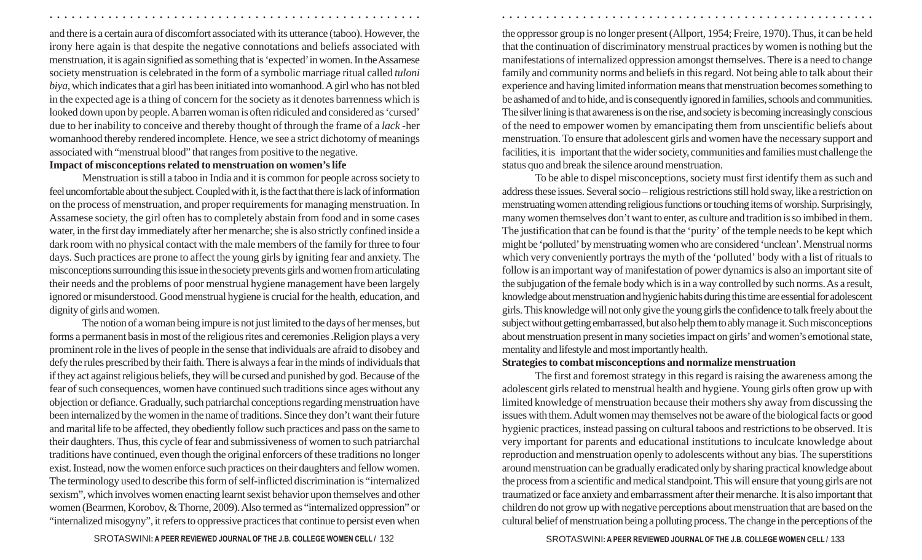and there is a certain aura of discomfort associated with its utterance (taboo). However, the irony here again is that despite the negative connotations and beliefs associated with menstruation, it is again signified as something that is 'expected' in women. In the Assamese society menstruation is celebrated in the form of a symbolic marriage ritual called *tuloni biya,* which indicates that a girl has been initiated into womanhood. A girl who has not bled in the expected age is a thing of concern for the society as it denotes barrenness which is looked down upon by people. A barren woman is often ridiculed and considered as 'cursed' due to her inability to conceive and thereby thought of through the frame of a *lack* -her womanhood thereby rendered incomplete. Hence, we see a strict dichotomy of meanings associated with "menstrual blood" that ranges from positive to the negative.

**Impact of misconceptions related to menstruation on women's life**

Menstruation is still a taboo in India and it is common for people across society to feel uncomfortable about the subject. Coupled with it, is the fact that there is lack of information on the process of menstruation, and proper requirements for managing menstruation. In Assamese society, the girl often has to completely abstain from food and in some cases water, in the first day immediately after her menarche; she is also strictly confined inside a dark room with no physical contact with the male members of the family for three to four days. Such practices are prone to affect the young girls by igniting fear and anxiety. The misconceptions surrounding this issue in the society prevents girls and women from articulating their needs and the problems of poor menstrual hygiene management have been largely ignored or misunderstood. Good menstrual hygiene is crucial for the health, education, and dignity of girls and women.

The notion of a woman being impure is not just limited to the days of her menses, but forms a permanent basis in most of the religious rites and ceremonies .Religion plays a very prominent role in the lives of people in the sense that individuals are afraid to disobey and defy the rules prescribed by their faith. There is always a fear in the minds of individuals that if they act against religious beliefs, they will be cursed and punished by god. Because of the fear of such consequences, women have continued such traditions since ages without any objection or defiance. Gradually, such patriarchal conceptions regarding menstruation have been internalized by the women in the name of traditions. Since they don't want their future and marital life to be affected, they obediently follow such practices and pass on the same to their daughters. Thus, this cycle of fear and submissiveness of women to such patriarchal traditions have continued, even though the original enforcers of these traditions no longer exist. Instead, now the women enforce such practices on their daughters and fellow women. The terminology used to describe this form of self-inflicted discrimination is "internalized sexism", which involves women enacting learnt sexist behavior upon themselves and other women (Bearmen, Korobov, & Thorne, 2009). Also termed as "internalized oppression" or "internalized misogyny", it refers to oppressive practices that continue to persist even when the oppressor group is no longer present (Allport, 1954; Freire, 1970). Thus, it can be held that the continuation of discriminatory menstrual practices by women is nothing but the manifestations of internalized oppression amongst themselves. There is a need to change family and community norms and beliefs in this regard. Not being able to talk about their experience and having limited information means that menstruation becomes something to be ashamed of and to hide, and is consequently ignored in families, schools and communities. The silver lining is that awareness is on the rise, and society is becoming increasingly conscious of the need to empower women by emancipating them from unscientific beliefs about menstruation. To ensure that adolescent girls and women have the necessary support and facilities, it is important that the wider society, communities and families must challenge the status quo and break the silence around menstruation.

To be able to dispel misconceptions, society must first identify them as such and address these issues. Several socio – religious restrictions still hold sway, like a restriction on menstruating women attending religious functions or touching items of worship. Surprisingly, many women themselves don't want to enter, as culture and tradition is so imbibed in them. The justification that can be found is that the 'purity' of the temple needs to be kept which might be 'polluted' by menstruating women who are considered 'unclean'. Menstrual norms which very conveniently portrays the myth of the 'polluted' body with a list of rituals to follow is an important way of manifestation of power dynamics is also an important site of the subjugation of the female body which is in a way controlled by such norms. As a result, knowledge about menstruation and hygienic habits during this time are essential for adolescent girls. This knowledge will not only give the young girls the confidence to talk freely about the subject without getting embarrassed, but also help them to ably manage it. Such misconceptions about menstruation present in many societies impact on girls' and women's emotional state, mentality and lifestyle and most importantly health.

**Strategies to combat misconceptions and normalize menstruation**

The first and foremost strategy in this regard is raising the awareness among the adolescent girls related to menstrual health and hygiene. Young girls often grow up with limited knowledge of menstruation because their mothers shy away from discussing the issues with them. Adult women may themselves not be aware of the biological facts or good hygienic practices, instead passing on cultural taboos and restrictions to be observed. It is very important for parents and educational institutions to inculcate knowledge about reproduction and menstruation openly to adolescents without any bias. The superstitions around menstruation can be gradually eradicated only by sharing practical knowledge about the process from a scientific and medical standpoint. This will ensure that young girls are not traumatized or face anxiety and embarrassment after their menarche. It is also important that children do not grow up with negative perceptions about menstruation that are based on the cultural belief of menstruation being a polluting process. The change in the perceptions of the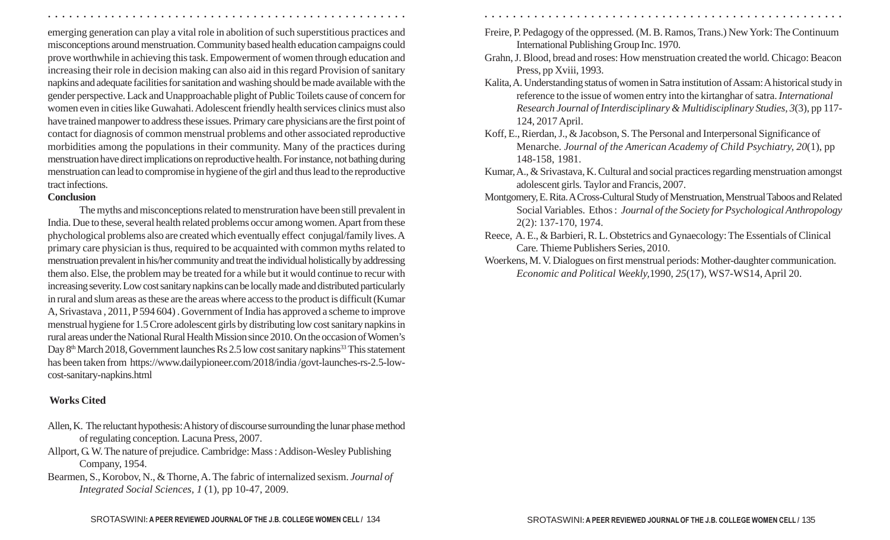emerging generation can play a vital role in abolition of such superstitious practices and misconceptions around menstruation. Community based health education campaigns could prove worthwhile in achieving this task. Empowerment of women through education and increasing their role in decision making can also aid in this regard Provision of sanitary napkins and adequate facilities for sanitation and washing should be made available with the gender perspective. Lack and Unapproachable plight of Public Toilets cause of concern for women even in cities like Guwahati. Adolescent friendly health services clinics must also have trained manpower to address these issues. Primary care physicians are the first point of contact for diagnosis of common menstrual problems and other associated reproductive morbidities among the populations in their community. Many of the practices during menstruation have direct implications on reproductive health. For instance, not bathing during menstruation can lead to compromise in hygiene of the girl and thus lead to the reproductive tract infections.

**Conclusion**

The myths and misconceptions related to menstruration have been still prevalent in India. Due to these, several health related problems occur among women. Apart from these phychological problems also are created which eventually effect conjugal/family lives. A primary care physician is thus, required to be acquainted with common myths related to menstruation prevalent in his/her community and treat the individual holistically by addressing them also. Else, the problem may be treated for a while but it would continue to recur with increasing severity. Low cost sanitary napkins can be locally made and distributed particularly in rural and slum areas as these are the areas where access to the product is difficult (Kumar A, Srivastava , 2011, P 594 604) . Government of India has approved a scheme to improve menstrual hygiene for 1.5 Crore adolescent girls by distributing low cost sanitary napkins in rural areas under the National Rural Health Mission since 2010. On the occasion of Women's Day 8th March 2018, Government launches Rs 2.5 low cost sanitary napkins[33] This statement has been taken from https://www.dailypioneer.com/2018/india /govt-launches-rs-2.5-low-cost-sanitary-napkins.html

**Works Cited**

Allen, K. The reluctant hypothesis: A history of discourse surrounding the lunar phase method of regulating conception. Lacuna Press, 2007.

Allport, G. W. The nature of prejudice. Cambridge: Mass : Addison-Wesley Publishing Company, 1954.

Bearmen, S., Korobov, N., & Thorne, A. The fabric of internalized sexism. *Journal of Integrated Social Sciences, 1* (1), pp 10-47, 2009.

Freire, P. Pedagogy of the oppressed. (M. B. Ramos, Trans.) New York: The Continuum International Publishing Group Inc. 1970.

Grahn, J. Blood, bread and roses: How menstruation created the world. Chicago: Beacon Press, pp Xviii, 1993.

Kalita, A. Understanding status of women in Satra institution of Assam: A historical study in reference to the issue of women entry into the kirtanghar of satra. *International Research Journal of Interdisciplinary & Multidisciplinary Studies, 3*(3), pp 117-124, 2017 April.

Koff, E., Rierdan, J., & Jacobson, S. The Personal and Interpersonal Significance of Menarche. *Journal of the American Academy of Child Psychiatry, 20*(1), pp 148-158, 1981.

Kumar, A., & Srivastava, K. Cultural and social practices regarding menstruation amongst adolescent girls. Taylor and Francis, 2007.

Montgomery, E. Rita. A Cross-Cultural Study of Menstruation, Menstrual Taboos and Related Social Variables. Ethos : *Journal of the Society for Psychological Anthropology* 2(2): 137-170, 1974.

Reece, A. E., & Barbieri, R. L. Obstetrics and Gynaecology: The Essentials of Clinical Care. Thieme Publishers Series, 2010.

Woerkens, M. V. Dialogues on first menstrual periods: Mother-daughter communication. *Economic and Political Weekly,*1990, *25*(17), WS7-WS14, April 20.